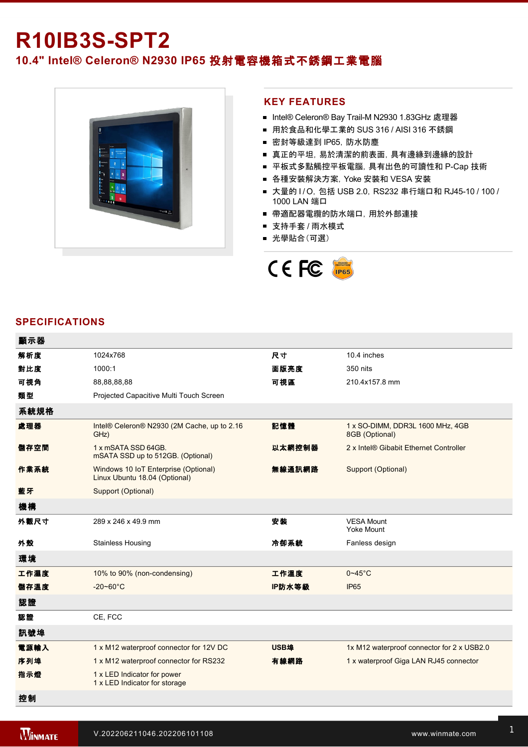# R10IB3S-SPT2

## 10.4" Intel® Celeron® N2930 IP65 投射電容機箱式不銹鋼工業電腦

## KEY FEATURES

- Intel® Celeron® Bay Trail-M N2930 1.83GHz 處理器
- 用於食品和化學工業的 SUS 316 / AISI 316 不銹鋼
- 密封等級達到 IP65, 防水防塵
- 真正的平坦，易於清潔的前表面，具有邊緣到邊緣的設計
- 平板式多點觸控平板電腦，具有出色的可讀性和 P-Cap 技術
- 各種安裝解決方案，Yoke 安裝和 VESA 安裝
- 大量的 I / O，包括 USB 2.0，RS232 串行端口和 RJ45-10 / 100 / 1000 LAN 端口
- 帶適配器電纜的防水端口，用於外部連接
- 支持手套 / 雨水模式
- 光學貼合（可選）

## SPECIFICATIONS

| 顯示器 | | | |
|---|---|---|---|
| 解析度 | 1024x768 | 尺寸 | 10.4 inches |
| 對比度 | 1000:1 | 面版亮度 | 350 nits |
| 可視角 | 88,88,88,88 | 可視區 | 210.4x157.8 mm |
| 類型 | Projected Capacitive Multi Touch Screen | | |
| **系統規格** | | | |
| 處理器 | Intel® Celeron® N2930 (2M Cache, up to 2.16 GHz) | 記憶體 | 1 x SO-DIMM, DDR3L 1600 MHz, 4GB<br>8GB (Optional) |
| 儲存空間 | 1 x mSATA SSD 64GB.<br>mSATA SSD up to 512GB. (Optional) | 以太網控制器 | 2 x Intel® Gibabit Ethernet Controller |
| 作業系統 | Windows 10 IoT Enterprise (Optional)<br>Linux Ubuntu 18.04 (Optional) | 無線通訊網路 | Support (Optional) |
| 藍牙 | Support (Optional) | | |
| **機構** | | | |
| 外觀尺寸 | 289 x 246 x 49.9 mm | 安裝 | VESA Mount<br>Yoke Mount |
| 外殼 | Stainless Housing | 冷卻系統 | Fanless design |
| **環境** | | | |
| 工作濕度 | 10% to 90% (non-condensing) | 工作溫度 | 0~45°C |
| 儲存溫度 | -20~60°C | IP防水等級 | IP65 |
| **認證** | | | |
| 認證 | CE, FCC | | |
| **訊號埠** | | | |
| 電源輸入 | 1 x M12 waterproof connector for 12V DC | USB埠 | 1x M12 waterproof connector for 2 x USB2.0 |
| 序列埠 | 1 x M12 waterproof connector for RS232 | 有線網路 | 1 x waterproof Giga LAN RJ45 connector |
| 指示燈 | 1 x LED Indicator for power<br>1 x LED Indicator for storage | | |
| **控制** | | | |

V.202206211046.202206101108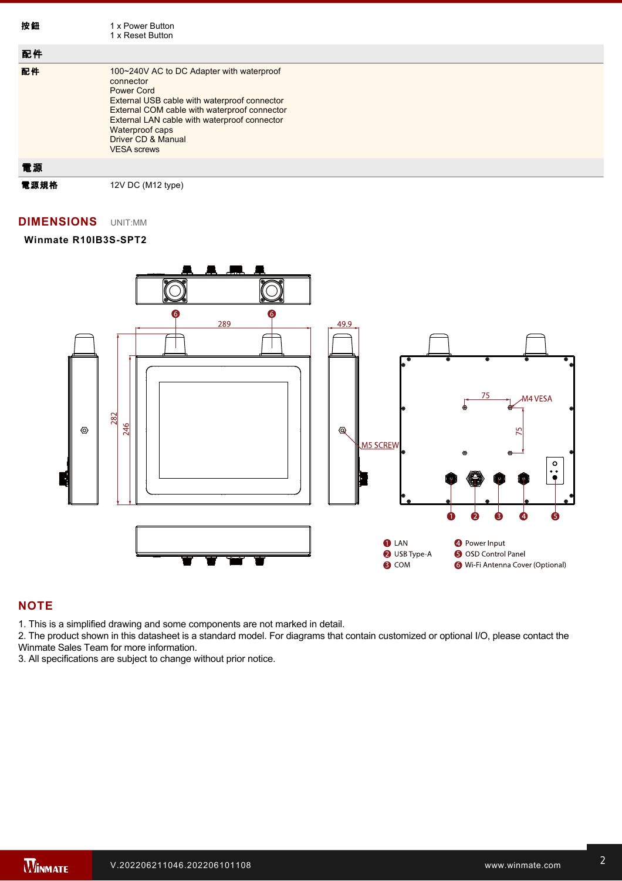| | |
|---|---|
| 按鈕 | 1 x Power Button<br>1 x Reset Button |

| 配件 | |
|---|---|
| 配件 | 100~240V AC to DC Adapter with waterproof connector<br>Power Cord<br>External USB cable with waterproof connector<br>External COM cable with waterproof connector<br>External LAN cable with waterproof connector<br>Waterproof caps<br>Driver CD & Manual<br>VESA screws |

| 電源 | |
|---|---|
| 電源規格 | 12V DC (M12 type) |

## DIMENSIONS UNIT:MM

**Winmate R10IB3S-SPT2**

289
49.9
282
246
75
75
M4 VESA
M5 SCREW

1 LAN
2 USB Type-A
3 COM
4 Power Input
5 OSD Control Panel
6 Wi-Fi Antenna Cover (Optional)

## NOTE

1. This is a simplified drawing and some components are not marked in detail.
2. The product shown in this datasheet is a standard model. For diagrams that contain customized or optional I/O, please contact the Winmate Sales Team for more information.
3. All specifications are subject to change without prior notice.